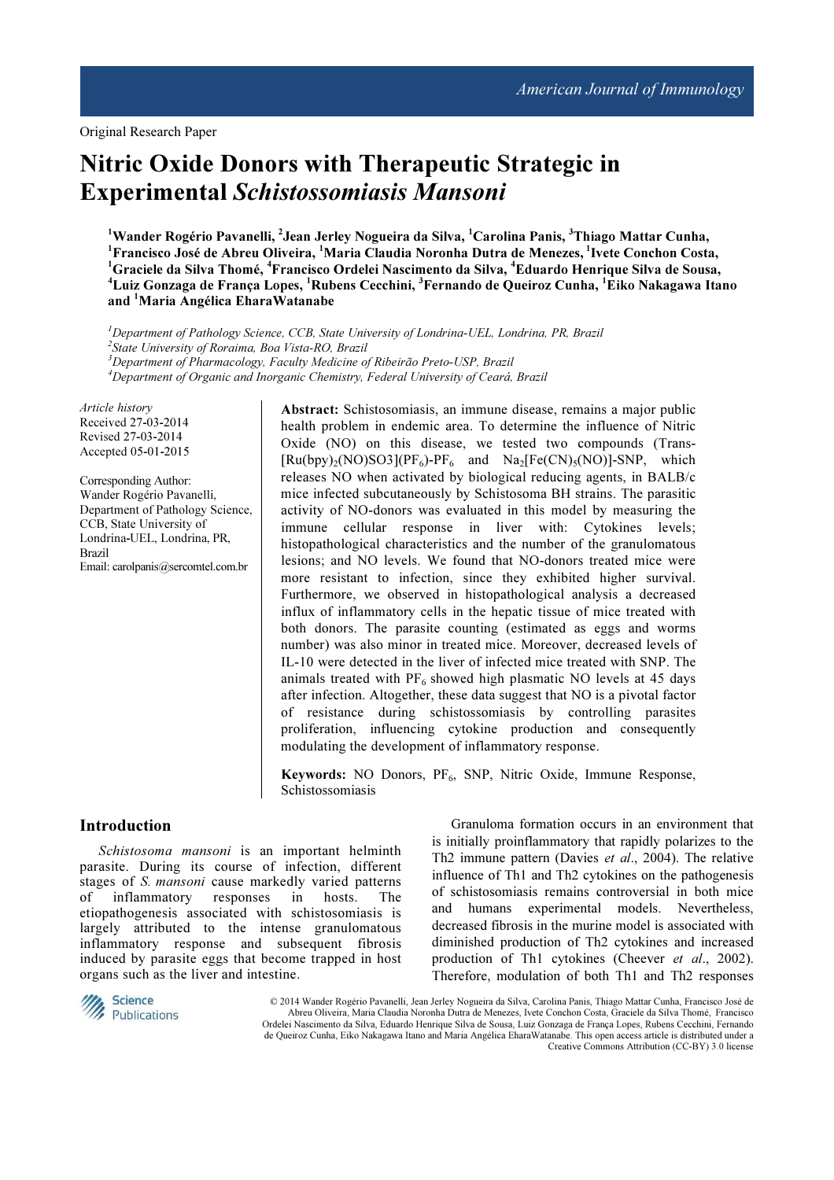Original Research Paper

# Nitric Oxide Donors with Therapeutic Strategic in Experimental *Schistossomiasis Mansoni*

**[1]Wander Rogério Pavanelli, [2]Jean Jerley Nogueira da Silva, [1]Carolina Panis, [3]Thiago Mattar Cunha, [1]Francisco José de Abreu Oliveira, [1]Maria Claudia Noronha Dutra de Menezes, [1]Ivete Conchon Costa, [1]Graciele da Silva Thomé, [4]Francisco Ordelei Nascimento da Silva, [4]Eduardo Henrique Silva de Sousa, [4]Luiz Gonzaga de França Lopes, [1]Rubens Cecchini, [3]Fernando de Queiroz Cunha, [1]Eiko Nakagawa Itano and [1]Maria Angélica EharaWatanabe**

*[1]Department of Pathology Science, CCB, State University of Londrina-UEL, Londrina, PR, Brazil*
*[2]State University of Roraima, Boa Vista-RO, Brazil*
*[3]Department of Pharmacology, Faculty Medicine of Ribeirão Preto-USP, Brazil*
*[4]Department of Organic and Inorganic Chemistry, Federal University of Ceará, Brazil*

*Article history*
Received 27-03-2014
Revised 27-03-2014
Accepted 05-01-2015

Corresponding Author:
Wander Rogério Pavanelli,
Department of Pathology Science,
CCB, State University of
Londrina-UEL, Londrina, PR,
Brazil
Email: carolpanis@sercomtel.com.br

**Abstract:** Schistosomiasis, an immune disease, remains a major public health problem in endemic area. To determine the influence of Nitric Oxide (NO) on this disease, we tested two compounds (Trans-$[Ru(bpy)_2(NO)SO3](PF_6)$-$PF_6$ and $Na_2[Fe(CN)_5(NO)]$-SNP, which releases NO when activated by biological reducing agents, in BALB/c mice infected subcutaneously by Schistosoma BH strains. The parasitic activity of NO-donors was evaluated in this model by measuring the immune cellular response in liver with: Cytokines levels; histopathological characteristics and the number of the granulomatous lesions; and NO levels. We found that NO-donors treated mice were more resistant to infection, since they exhibited higher survival. Furthermore, we observed in histopathological analysis a decreased influx of inflammatory cells in the hepatic tissue of mice treated with both donors. The parasite counting (estimated as eggs and worms number) was also minor in treated mice. Moreover, decreased levels of IL-10 were detected in the liver of infected mice treated with SNP. The animals treated with $PF_6$ showed high plasmatic NO levels at 45 days after infection. Altogether, these data suggest that NO is a pivotal factor of resistance during schistossomiasis by controlling parasites proliferation, influencing cytokine production and consequently modulating the development of inflammatory response.

**Keywords:** NO Donors, $PF_6$, SNP, Nitric Oxide, Immune Response, Schistossomiasis

## Introduction

*Schistosoma mansoni* is an important helminth parasite. During its course of infection, different stages of *S. mansoni* cause markedly varied patterns of inflammatory responses in hosts. The etiopathogenesis associated with schistosomiasis is largely attributed to the intense granulomatous inflammatory response and subsequent fibrosis induced by parasite eggs that become trapped in host organs such as the liver and intestine.

Granuloma formation occurs in an environment that is initially proinflammatory that rapidly polarizes to the Th2 immune pattern (Davies *et al*., 2004). The relative influence of Th1 and Th2 cytokines on the pathogenesis of schistosomiasis remains controversial in both mice and humans experimental models. Nevertheless, decreased fibrosis in the murine model is associated with diminished production of Th2 cytokines and increased production of Th1 cytokines (Cheever *et al*., 2002). Therefore, modulation of both Th1 and Th2 responses

© 2014 Wander Rogério Pavanelli, Jean Jerley Nogueira da Silva, Carolina Panis, Thiago Mattar Cunha, Francisco José de Abreu Oliveira, Maria Claudia Noronha Dutra de Menezes, Ivete Conchon Costa, Graciele da Silva Thomé, Francisco Ordelei Nascimento da Silva, Eduardo Henrique Silva de Sousa, Luiz Gonzaga de França Lopes, Rubens Cecchini, Fernando de Queiroz Cunha, Eiko Nakagawa Itano and Maria Angélica EharaWatanabe. This open access article is distributed under a Creative Commons Attribution (CC-BY) 3.0 license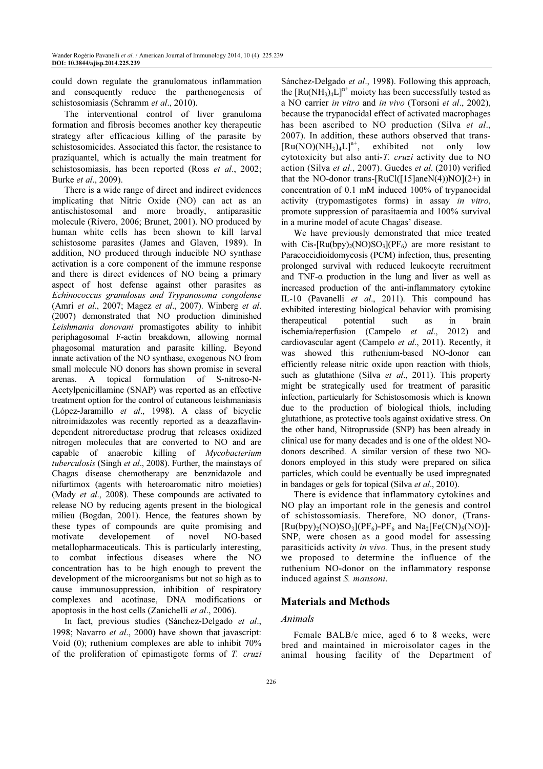could down regulate the granulomatous inflammation and consequently reduce the parthenogenesis of schistosomiasis (Schramm *et al*., 2010).

The interventional control of liver granuloma formation and fibrosis becomes another key therapeutic strategy after efficacious killing of the parasite by schistosomicides. Associated this factor, the resistance to praziquantel, which is actually the main treatment for schistosomiasis, has been reported (Ross *et al*., 2002; Burke *et al*., 2009).

There is a wide range of direct and indirect evidences implicating that Nitric Oxide (NO) can act as an antischistosomal and more broadly, antiparasitic molecule (Rivero, 2006; Brunet, 2001). NO produced by human white cells has been shown to kill larval schistosome parasites (James and Glaven, 1989). In addition, NO produced through inducible NO synthase activation is a core component of the immune response and there is direct evidences of NO being a primary aspect of host defense against other parasites as *Echinococcus granulosus and Trypanosoma congolense* (Amri *et al*., 2007; Magez *et al*., 2007). Winberg *et al*. (2007) demonstrated that NO production diminished *Leishmania donovani* promastigotes ability to inhibit periphagosomal F-actin breakdown, allowing normal phagosomal maturation and parasite killing. Beyond innate activation of the NO synthase, exogenous NO from small molecule NO donors has shown promise in several arenas. A topical formulation of S-nitroso-N-Acetylpenicillamine (SNAP) was reported as an effective treatment option for the control of cutaneous leishmaniasis (López-Jaramillo *et al*., 1998). A class of bicyclic nitroimidazoles was recently reported as a deazaflavin-dependent nitroreductase prodrug that releases oxidized nitrogen molecules that are converted to NO and are capable of anaerobic killing of *Mycobacterium tuberculosis* (Singh *et al*., 2008). Further, the mainstays of Chagas disease chemotherapy are benznidazole and nifurtimox (agents with heteroaromatic nitro moieties) (Mady *et al*., 2008). These compounds are activated to release NO by reducing agents present in the biological milieu (Bogdan, 2001). Hence, the features shown by these types of compounds are quite promising and motivate developement of novel NO-based metallopharmaceuticals. This is particularly interesting, to combat infectious diseases where the NO concentration has to be high enough to prevent the development of the microorganisms but not so high as to cause immunosuppression, inhibition of respiratory complexes and acotinase, DNA modifications or apoptosis in the host cells (Zanichelli *et al*., 2006).

In fact, previous studies (Sánchez-Delgado *et al*., 1998; Navarro *et al*., 2000) have shown that javascript: Void (0); ruthenium complexes are able to inhibit 70% of the proliferation of epimastigote forms of *T. cruzi* Sánchez-Delgado *et al*., 1998). Following this approach, the $[Ru(NH_3)_4L]^{n+}$ moiety has been successfully tested as a NO carrier *in vitro* and *in vivo* (Torsoni *et al*., 2002), because the trypanocidal effect of activated macrophages has been ascribed to NO production (Silva *et al*., 2007). In addition, these authors observed that trans-$[Ru(NO)(NH_3)_4L]^{n+}$, exhibited not only low cytotoxicity but also anti-*T. cruzi* activity due to NO action (Silva *et al*., 2007). Guedes *et al*. (2010) verified that the NO-donor trans-[RuCl([15]aneN(4))NO](2+) in concentration of 0.1 mM induced 100% of trypanocidal activity (trypomastigotes forms) in assay *in vitro*, promote suppression of parasitaemia and 100% survival in a murine model of acute Chagas' disease.

We have previously demonstrated that mice treated with Cis-$[Ru(bpy)_2(NO)SO_3](PF_6)$ are more resistant to Paracoccidioidomycosis (PCM) infection, thus, presenting prolonged survival with reduced leukocyte recruitment and TNF-α production in the lung and liver as well as increased production of the anti-inflammatory cytokine IL-10 (Pavanelli *et al*., 2011). This compound has exhibited interesting biological behavior with promising therapeutical potential such as in brain ischemia/reperfusion (Campelo *et al*., 2012) and cardiovascular agent (Campelo *et al*., 2011). Recently, it was showed this ruthenium-based NO-donor can efficiently release nitric oxide upon reaction with thiols, such as glutathione (Silva *et al*., 2011). This property might be strategically used for treatment of parasitic infection, particularly for Schistosomosis which is known due to the production of biological thiols, including glutathione, as protective tools against oxidative stress. On the other hand, Nitroprusside (SNP) has been already in clinical use for many decades and is one of the oldest NO-donors described. A similar version of these two NO-donors employed in this study were prepared on silica particles, which could be eventually be used impregnated in bandages or gels for topical (Silva *et al*., 2010).

There is evidence that inflammatory cytokines and NO play an important role in the genesis and control of schistossomiasis. Therefore, NO donor, (Trans-$[Ru(bpy)_2(NO)SO_3](PF_6)$-$PF_6$ and $Na_2[Fe(CN)_5(NO)]$-SNP, were chosen as a good model for assessing parasiticids activity *in vivo.* Thus, in the present study we proposed to determine the influence of the ruthenium NO-donor on the inflammatory response induced against *S. mansoni*.

## Materials and Methods

### *Animals*

Female BALB/c mice, aged 6 to 8 weeks, were bred and maintained in microisolator cages in the animal housing facility of the Department of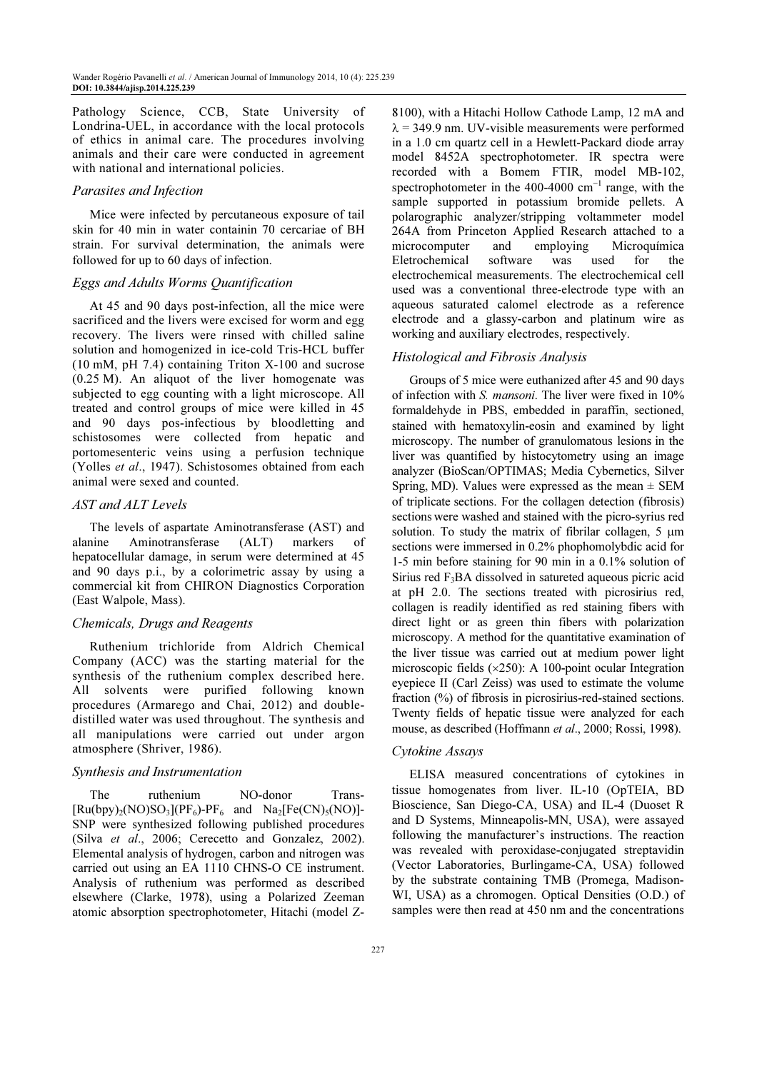Pathology Science, CCB, State University of Londrina-UEL, in accordance with the local protocols of ethics in animal care. The procedures involving animals and their care were conducted in agreement with national and international policies.

### *Parasites and Infection*

Mice were infected by percutaneous exposure of tail skin for 40 min in water containin 70 cercariae of BH strain. For survival determination, the animals were followed for up to 60 days of infection.

### *Eggs and Adults Worms Quantification*

At 45 and 90 days post-infection, all the mice were sacrificed and the livers were excised for worm and egg recovery. The livers were rinsed with chilled saline solution and homogenized in ice-cold Tris-HCL buffer (10 mM, pH 7.4) containing Triton X-100 and sucrose (0.25 M). An aliquot of the liver homogenate was subjected to egg counting with a light microscope. All treated and control groups of mice were killed in 45 and 90 days pos-infectious by bloodletting and schistosomes were collected from hepatic and portomesenteric veins using a perfusion technique (Yolles *et al*., 1947). Schistosomes obtained from each animal were sexed and counted.

### *AST and ALT Levels*

The levels of aspartate Aminotransferase (AST) and alanine Aminotransferase (ALT) markers of hepatocellular damage, in serum were determined at 45 and 90 days p.i., by a colorimetric assay by using a commercial kit from CHIRON Diagnostics Corporation (East Walpole, Mass).

### *Chemicals, Drugs and Reagents*

Ruthenium trichloride from Aldrich Chemical Company (ACC) was the starting material for the synthesis of the ruthenium complex described here. All solvents were purified following known procedures (Armarego and Chai, 2012) and double-distilled water was used throughout. The synthesis and all manipulations were carried out under argon atmosphere (Shriver, 1986).

### *Synthesis and Instrumentation*

The ruthenium NO-donor Trans-$[Ru(bpy)_2(NO)SO_3](PF_6)$-$PF_6$ and $Na_2[Fe(CN)_5(NO)]$-SNP were synthesized following published procedures (Silva *et al*., 2006; Cerecetto and Gonzalez, 2002). Elemental analysis of hydrogen, carbon and nitrogen was carried out using an EA 1110 CHNS-O CE instrument. Analysis of ruthenium was performed as described elsewhere (Clarke, 1978), using a Polarized Zeeman atomic absorption spectrophotometer, Hitachi (model Z-8100), with a Hitachi Hollow Cathode Lamp, 12 mA and $\lambda = 349.9$ nm. UV-visible measurements were performed in a 1.0 cm quartz cell in a Hewlett-Packard diode array model 8452A spectrophotometer. IR spectra were recorded with a Bomem FTIR, model MB-102, spectrophotometer in the 400-4000 $cm^{-1}$ range, with the sample supported in potassium bromide pellets. A polarographic analyzer/stripping voltammeter model 264A from Princeton Applied Research attached to a microcomputer and employing Microquímica Eletrochemical software was used for the electrochemical measurements. The electrochemical cell used was a conventional three-electrode type with an aqueous saturated calomel electrode as a reference electrode and a glassy-carbon and platinum wire as working and auxiliary electrodes, respectively.

### *Histological and Fibrosis Analysis*

Groups of 5 mice were euthanized after 45 and 90 days of infection with *S. mansoni*. The liver were fixed in 10% formaldehyde in PBS, embedded in paraffin, sectioned, stained with hematoxylin-eosin and examined by light microscopy. The number of granulomatous lesions in the liver was quantified by histocytometry using an image analyzer (BioScan/OPTIMAS; Media Cybernetics, Silver Spring, MD). Values were expressed as the mean ± SEM of triplicate sections. For the collagen detection (fibrosis) sections were washed and stained with the picro-syrius red solution. To study the matrix of fibrilar collagen, 5 μm sections were immersed in 0.2% phophomolybdic acid for 1-5 min before staining for 90 min in a 0.1% solution of Sirius red $F_3BA$ dissolved in satureted aqueous picric acid at pH 2.0. The sections treated with picrosirius red, collagen is readily identified as red staining fibers with direct light or as green thin fibers with polarization microscopy. A method for the quantitative examination of the liver tissue was carried out at medium power light microscopic fields (×250): A 100-point ocular Integration eyepiece II (Carl Zeiss) was used to estimate the volume fraction (%) of fibrosis in picrosirius-red-stained sections. Twenty fields of hepatic tissue were analyzed for each mouse, as described (Hoffmann *et al*., 2000; Rossi, 1998).

### *Cytokine Assays*

ELISA measured concentrations of cytokines in tissue homogenates from liver. IL-10 (OpTEIA, BD Bioscience, San Diego-CA, USA) and IL-4 (Duoset R and D Systems, Minneapolis-MN, USA), were assayed following the manufacturer's instructions. The reaction was revealed with peroxidase-conjugated streptavidin (Vector Laboratories, Burlingame-CA, USA) followed by the substrate containing TMB (Promega, Madison-WI, USA) as a chromogen. Optical Densities (O.D.) of samples were then read at 450 nm and the concentrations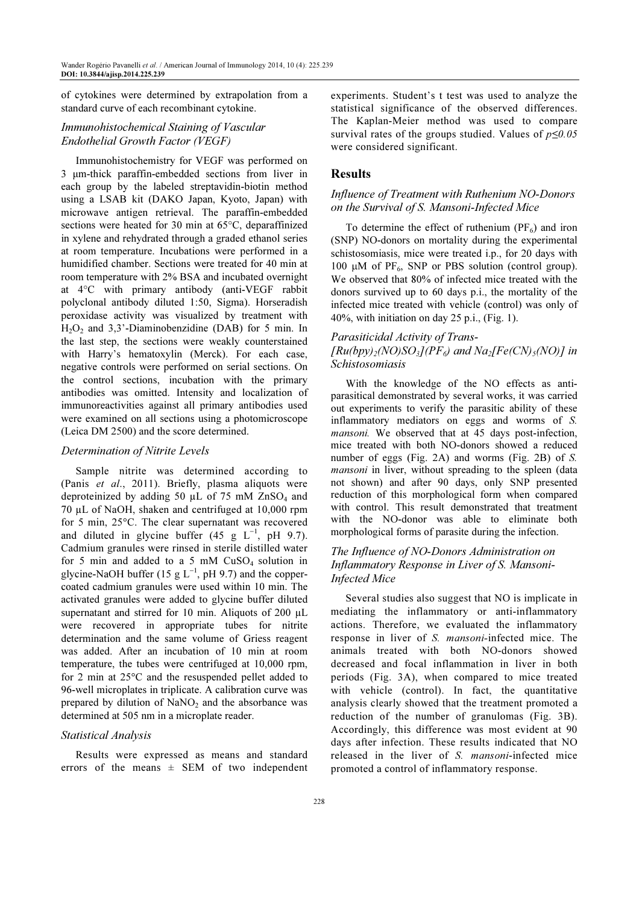of cytokines were determined by extrapolation from a standard curve of each recombinant cytokine.

### Immunohistochemical Staining of Vascular Endothelial Growth Factor (VEGF)

Immunohistochemistry for VEGF was performed on 3 μm-thick paraffin-embedded sections from liver in each group by the labeled streptavidin-biotin method using a LSAB kit (DAKO Japan, Kyoto, Japan) with microwave antigen retrieval. The paraffin-embedded sections were heated for 30 min at 65°C, deparaffinized in xylene and rehydrated through a graded ethanol series at room temperature. Incubations were performed in a humidified chamber. Sections were treated for 40 min at room temperature with 2% BSA and incubated overnight at 4°C with primary antibody (anti-VEGF rabbit polyclonal antibody diluted 1:50, Sigma). Horseradish peroxidase activity was visualized by treatment with $H_2O_2$ and 3,3'-Diaminobenzidine (DAB) for 5 min. In the last step, the sections were weakly counterstained with Harry's hematoxylin (Merck). For each case, negative controls were performed on serial sections. On the control sections, incubation with the primary antibodies was omitted. Intensity and localization of immunoreactivities against all primary antibodies used were examined on all sections using a photomicroscope (Leica DM 2500) and the score determined.

### Determination of Nitrite Levels

Sample nitrite was determined according to (Panis *et al*., 2011). Briefly, plasma aliquots were deproteinized by adding 50 μL of 75 mM $ZnSO_4$ and 70 μL of NaOH, shaken and centrifuged at 10,000 rpm for 5 min, 25°C. The clear supernatant was recovered and diluted in glycine buffer (45 g $L^{-1}$, pH 9.7). Cadmium granules were rinsed in sterile distilled water for 5 min and added to a 5 mM $CuSO_4$ solution in glycine-NaOH buffer (15 g $L^{-1}$, pH 9.7) and the copper-coated cadmium granules were used within 10 min. The activated granules were added to glycine buffer diluted supernatant and stirred for 10 min. Aliquots of 200 μL were recovered in appropriate tubes for nitrite determination and the same volume of Griess reagent was added. After an incubation of 10 min at room temperature, the tubes were centrifuged at 10,000 rpm, for 2 min at 25°C and the resuspended pellet added to 96-well microplates in triplicate. A calibration curve was prepared by dilution of $NaNO_2$ and the absorbance was determined at 505 nm in a microplate reader.

### Statistical Analysis

Results were expressed as means and standard errors of the means ± SEM of two independent experiments. Student's t test was used to analyze the statistical significance of the observed differences. The Kaplan-Meier method was used to compare survival rates of the groups studied. Values of $p \leq 0.05$ were considered significant.

## Results

### Influence of Treatment with Ruthenium NO-Donors on the Survival of S. Mansoni-Infected Mice

To determine the effect of ruthenium ($PF_6$) and iron (SNP) NO-donors on mortality during the experimental schistosomiasis, mice were treated i.p., for 20 days with 100 μM of $PF_6$, SNP or PBS solution (control group). We observed that 80% of infected mice treated with the donors survived up to 60 days p.i., the mortality of the infected mice treated with vehicle (control) was only of 40%, with initiation on day 25 p.i., (Fig. 1).

### Parasiticidal Activity of Trans-$[Ru(bpy)_2(NO)SO_3](PF_6)$ and $Na_2[Fe(CN)_5(NO)]$ in Schistosomiasis

With the knowledge of the NO effects as anti-parasitical demonstrated by several works, it was carried out experiments to verify the parasitic ability of these inflammatory mediators on eggs and worms of *S. mansoni.* We observed that at 45 days post-infection, mice treated with both NO-donors showed a reduced number of eggs (Fig. 2A) and worms (Fig. 2B) of *S. mansoni* in liver, without spreading to the spleen (data not shown) and after 90 days, only SNP presented reduction of this morphological form when compared with control. This result demonstrated that treatment with the NO-donor was able to eliminate both morphological forms of parasite during the infection.

### The Influence of NO-Donors Administration on Inflammatory Response in Liver of S. Mansoni-Infected Mice

Several studies also suggest that NO is implicate in mediating the inflammatory or anti-inflammatory actions. Therefore, we evaluated the inflammatory response in liver of *S. mansoni*-infected mice. The animals treated with both NO-donors showed decreased and focal inflammation in liver in both periods (Fig. 3A), when compared to mice treated with vehicle (control). In fact, the quantitative analysis clearly showed that the treatment promoted a reduction of the number of granulomas (Fig. 3B). Accordingly, this difference was most evident at 90 days after infection. These results indicated that NO released in the liver of *S. mansoni*-infected mice promoted a control of inflammatory response.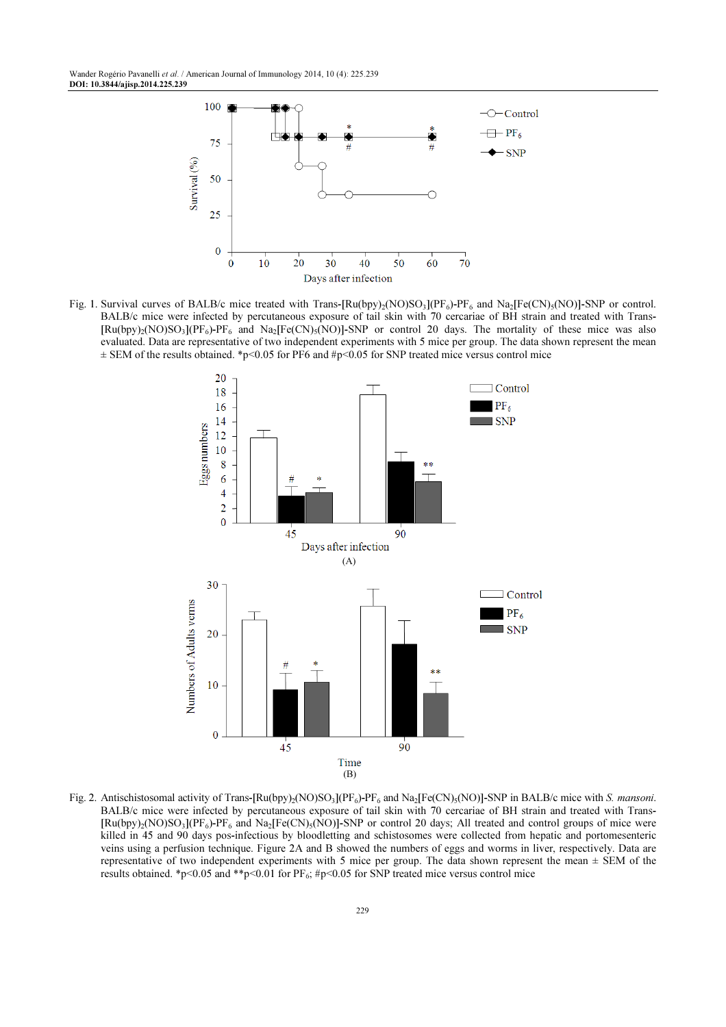Fig. 1. Survival curves of BALB/c mice treated with Trans-[Ru(bpy)$_2$(NO)SO$_3$](PF$_6$)-PF$_6$ and Na$_2$[Fe(CN)$_5$(NO)]-SNP or control. BALB/c mice were infected by percutaneous exposure of tail skin with 70 cercariae of BH strain and treated with Trans-[Ru(bpy)$_2$(NO)SO$_3$](PF$_6$)-PF$_6$ and Na$_2$[Fe(CN)$_5$(NO)]-SNP or control 20 days. The mortality of these mice was also evaluated. Data are representative of two independent experiments with 5 mice per group. The data shown represent the mean ± SEM of the results obtained. *p<0.05 for PF6 and #p<0.05 for SNP treated mice versus control mice

Fig. 2. Antischistosomal activity of Trans-[Ru(bpy)$_2$(NO)SO$_3$](PF$_6$)-PF$_6$ and Na$_2$[Fe(CN)$_5$(NO)]-SNP in BALB/c mice with *S. mansoni*. BALB/c mice were infected by percutaneous exposure of tail skin with 70 cercariae of BH strain and treated with Trans-[Ru(bpy)$_2$(NO)SO$_3$](PF$_6$)-PF$_6$ and Na$_2$[Fe(CN)$_5$(NO)]-SNP or control 20 days; All treated and control groups of mice were killed in 45 and 90 days pos-infectious by bloodletting and schistosomes were collected from hepatic and portomesenteric veins using a perfusion technique. Figure 2A and B showed the numbers of eggs and worms in liver, respectively. Data are representative of two independent experiments with 5 mice per group. The data shown represent the mean ± SEM of the results obtained. *p<0.05 and **p<0.01 for PF$_6$; #p<0.05 for SNP treated mice versus control mice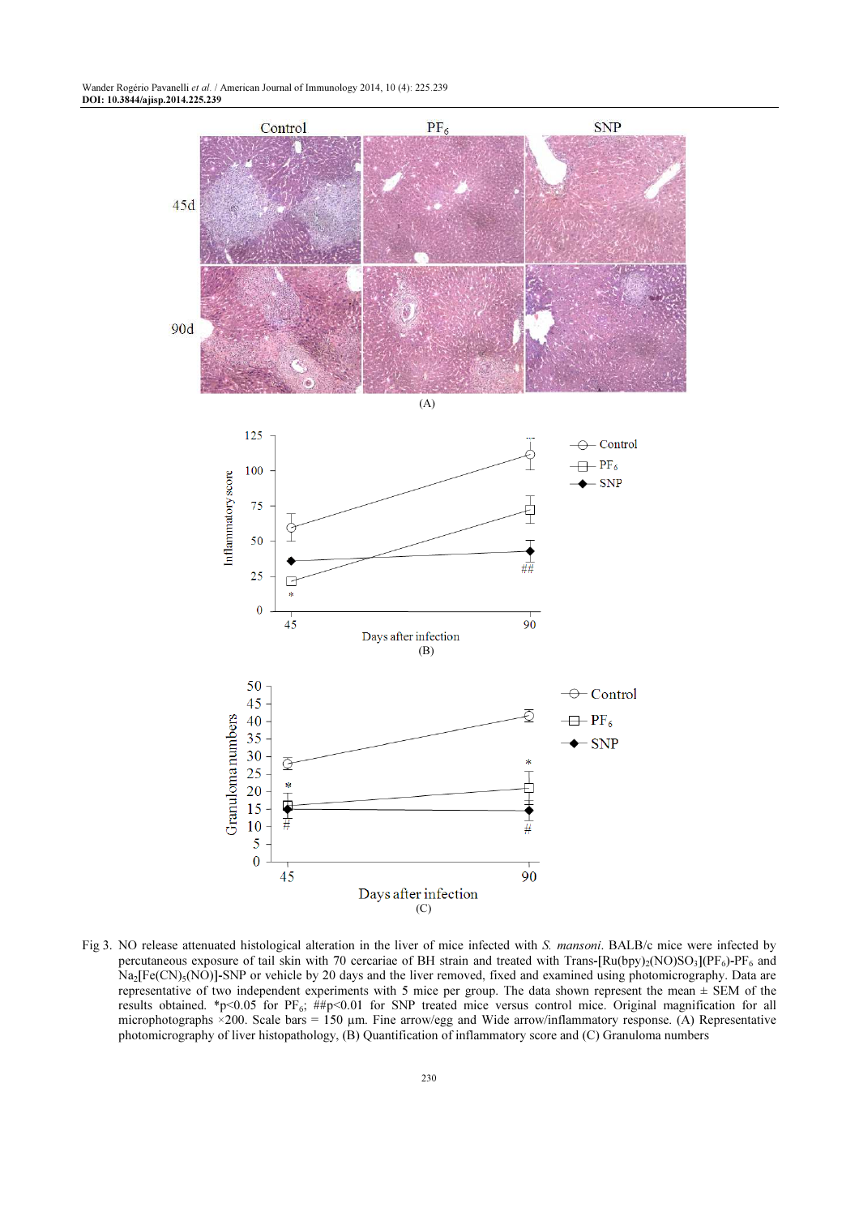Fig 3. NO release attenuated histological alteration in the liver of mice infected with *S. mansoni*. BALB/c mice were infected by percutaneous exposure of tail skin with 70 cercariae of BH strain and treated with Trans-[Ru(bpy)$_2$(NO)SO$_3$](PF$_6$)-PF$_6$ and Na$_2$[Fe(CN)$_5$(NO)]-SNP or vehicle by 20 days and the liver removed, fixed and examined using photomicrography. Data are representative of two independent experiments with 5 mice per group. The data shown represent the mean ± SEM of the results obtained. *$p<0.05$ for PF$_6$; ##$p<0.01$ for SNP treated mice versus control mice. Original magnification for all microphotographs ×200. Scale bars = 150 µm. Fine arrow/egg and Wide arrow/inflammatory response. (A) Representative photomicrography of liver histopathology, (B) Quantification of inflammatory score and (C) Granuloma numbers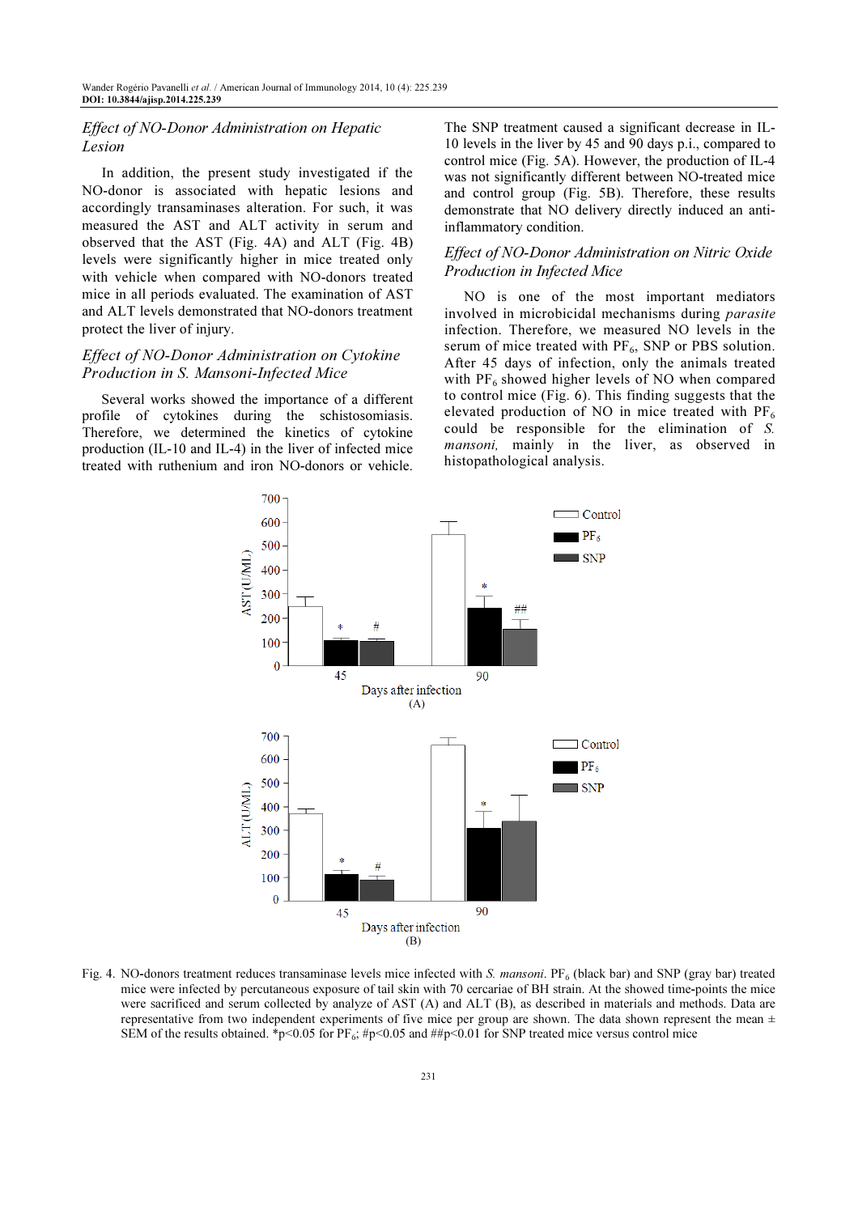### Effect of NO-Donor Administration on Hepatic Lesion

In addition, the present study investigated if the NO-donor is associated with hepatic lesions and accordingly transaminases alteration. For such, it was measured the AST and ALT activity in serum and observed that the AST (Fig. 4A) and ALT (Fig. 4B) levels were significantly higher in mice treated only with vehicle when compared with NO-donors treated mice in all periods evaluated. The examination of AST and ALT levels demonstrated that NO-donors treatment protect the liver of injury.

### Effect of NO-Donor Administration on Cytokine Production in S. Mansoni-Infected Mice

Several works showed the importance of a different profile of cytokines during the schistosomiasis. Therefore, we determined the kinetics of cytokine production (IL-10 and IL-4) in the liver of infected mice treated with ruthenium and iron NO-donors or vehicle. The SNP treatment caused a significant decrease in IL-10 levels in the liver by 45 and 90 days p.i., compared to control mice (Fig. 5A). However, the production of IL-4 was not significantly different between NO-treated mice and control group (Fig. 5B). Therefore, these results demonstrate that NO delivery directly induced an anti-inflammatory condition.

### Effect of NO-Donor Administration on Nitric Oxide Production in Infected Mice

NO is one of the most important mediators involved in microbicidal mechanisms during *parasite* infection. Therefore, we measured NO levels in the serum of mice treated with $PF_6$, SNP or PBS solution. After 45 days of infection, only the animals treated with $PF_6$ showed higher levels of NO when compared to control mice (Fig. 6). This finding suggests that the elevated production of NO in mice treated with $PF_6$ could be responsible for the elimination of *S. mansoni,* mainly in the liver, as observed in histopathological analysis.

Fig. 4. NO-donors treatment reduces transaminase levels mice infected with *S. mansoni*. $PF_6$ (black bar) and SNP (gray bar) treated mice were infected by percutaneous exposure of tail skin with 70 cercariae of BH strain. At the showed time-points the mice were sacrificed and serum collected by analyze of AST (A) and ALT (B), as described in materials and methods. Data are representative from two independent experiments of five mice per group are shown. The data shown represent the mean ± SEM of the results obtained. *p<0.05 for $PF_6$; #p<0.05 and ##p<0.01 for SNP treated mice versus control mice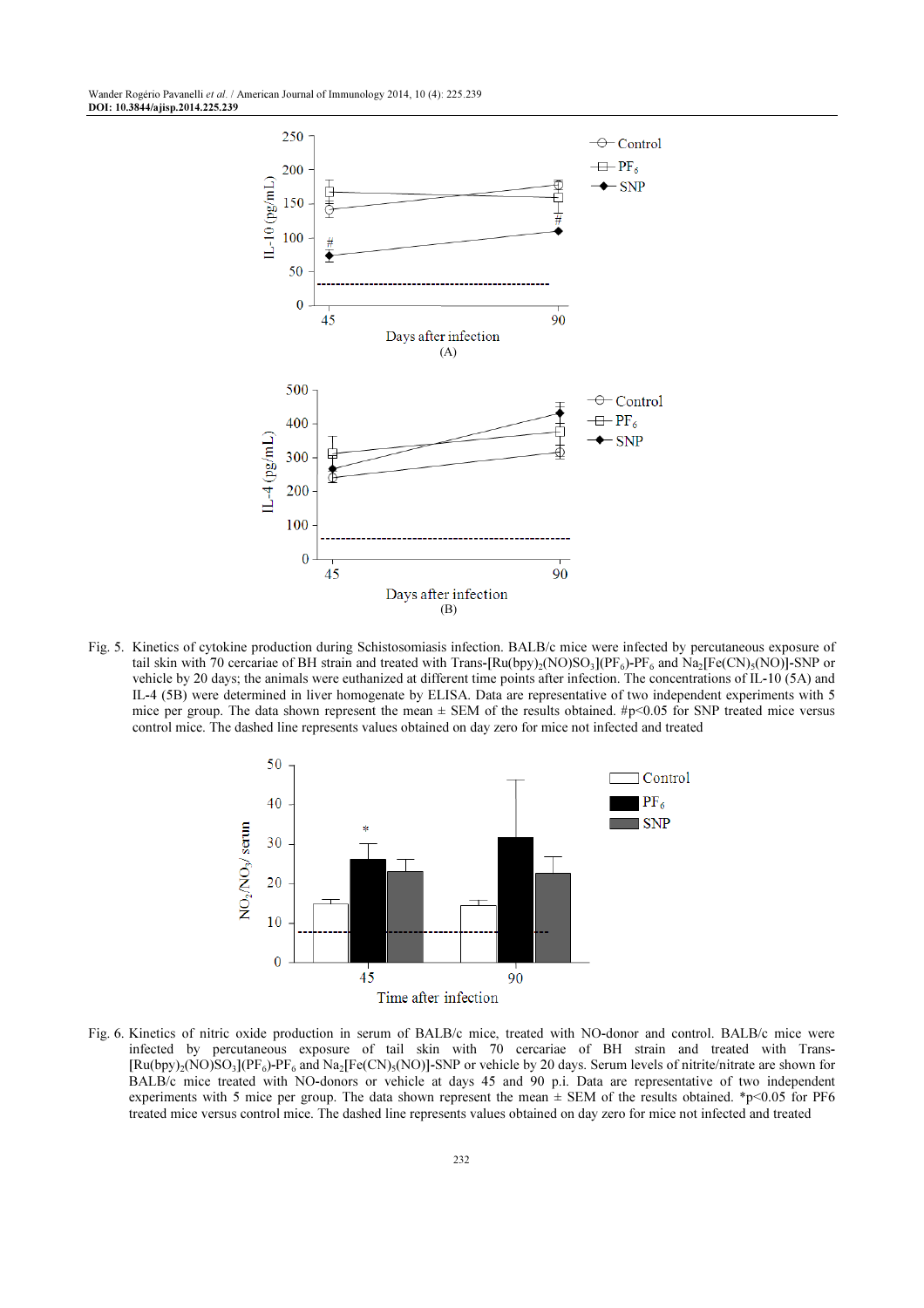Fig. 5. Kinetics of cytokine production during Schistosomiasis infection. BALB/c mice were infected by percutaneous exposure of tail skin with 70 cercariae of BH strain and treated with Trans-$[Ru(bpy)_2(NO)SO_3](PF_6)$-$PF_6$ and $Na_2[Fe(CN)_5(NO)]$-SNP or vehicle by 20 days; the animals were euthanized at different time points after infection. The concentrations of IL-10 (5A) and IL-4 (5B) were determined in liver homogenate by ELISA. Data are representative of two independent experiments with 5 mice per group. The data shown represent the mean ± SEM of the results obtained. #p<0.05 for SNP treated mice versus control mice. The dashed line represents values obtained on day zero for mice not infected and treated

Fig. 6. Kinetics of nitric oxide production in serum of BALB/c mice, treated with NO-donor and control. BALB/c mice were infected by percutaneous exposure of tail skin with 70 cercariae of BH strain and treated with Trans-$[Ru(bpy)_2(NO)SO_3](PF_6)$-$PF_6$ and $Na_2[Fe(CN)_5(NO)]$-SNP or vehicle by 20 days. Serum levels of nitrite/nitrate are shown for BALB/c mice treated with NO-donors or vehicle at days 45 and 90 p.i. Data are representative of two independent experiments with 5 mice per group. The data shown represent the mean ± SEM of the results obtained. *p<0.05 for PF6 treated mice versus control mice. The dashed line represents values obtained on day zero for mice not infected and treated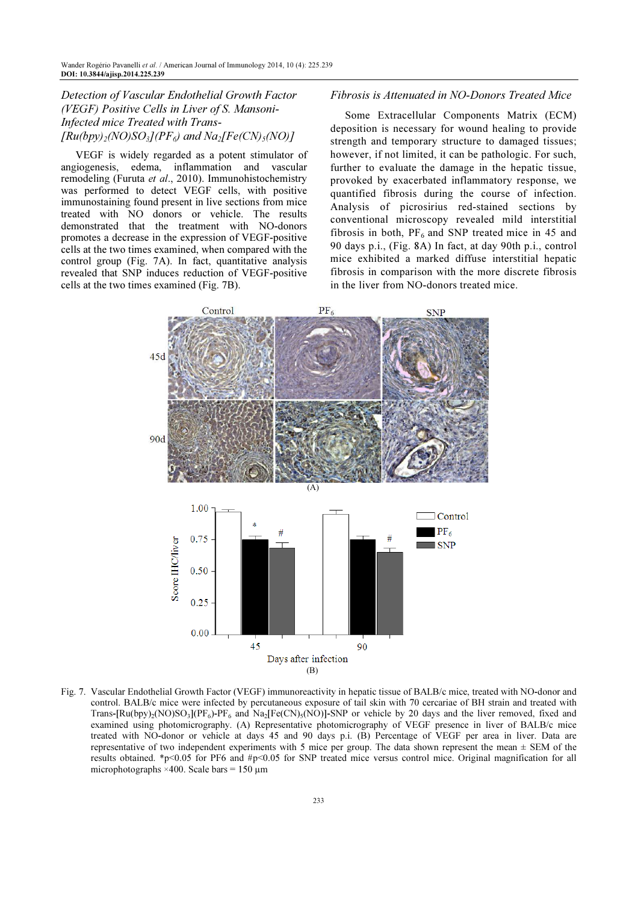### Detection of Vascular Endothelial Growth Factor (VEGF) Positive Cells in Liver of *S. Mansoni*-Infected mice Treated with *Trans-[Ru(bpy)$_2$(NO)SO$_3$](PF$_6$) and Na$_2$[Fe(CN)$_5$(NO)]*

VEGF is widely regarded as a potent stimulator of angiogenesis, edema, inflammation and vascular remodeling (Furuta *et al*., 2010). Immunohistochemistry was performed to detect VEGF cells, with positive immunostaining found present in live sections from mice treated with NO donors or vehicle. The results demonstrated that the treatment with NO-donors promotes a decrease in the expression of VEGF-positive cells at the two times examined, when compared with the control group (Fig. 7A). In fact, quantitative analysis revealed that SNP induces reduction of VEGF-positive cells at the two times examined (Fig. 7B).

### Fibrosis is Attenuated in NO-Donors Treated Mice

Some Extracellular Components Matrix (ECM) deposition is necessary for wound healing to provide strength and temporary structure to damaged tissues; however, if not limited, it can be pathologic. For such, further to evaluate the damage in the hepatic tissue, provoked by exacerbated inflammatory response, we quantified fibrosis during the course of infection. Analysis of picrosirius red-stained sections by conventional microscopy revealed mild interstitial fibrosis in both, PF$_6$ and SNP treated mice in 45 and 90 days p.i., (Fig. 8A) In fact, at day 90th p.i., control mice exhibited a marked diffuse interstitial hepatic fibrosis in comparison with the more discrete fibrosis in the liver from NO-donors treated mice.

Fig. 7. Vascular Endothelial Growth Factor (VEGF) immunoreactivity in hepatic tissue of BALB/c mice, treated with NO-donor and control. BALB/c mice were infected by percutaneous exposure of tail skin with 70 cercariae of BH strain and treated with Trans-[Ru(bpy)$_2$(NO)SO$_3$](PF$_6$)-PF$_6$ and Na$_2$[Fe(CN)$_5$(NO)]-SNP or vehicle by 20 days and the liver removed, fixed and examined using photomicrography. (A) Representative photomicrography of VEGF presence in liver of BALB/c mice treated with NO-donor or vehicle at days 45 and 90 days p.i. (B) Percentage of VEGF per area in liver. Data are representative of two independent experiments with 5 mice per group. The data shown represent the mean ± SEM of the results obtained. *p<0.05 for PF6 and #p<0.05 for SNP treated mice versus control mice. Original magnification for all microphotographs ×400. Scale bars = 150 µm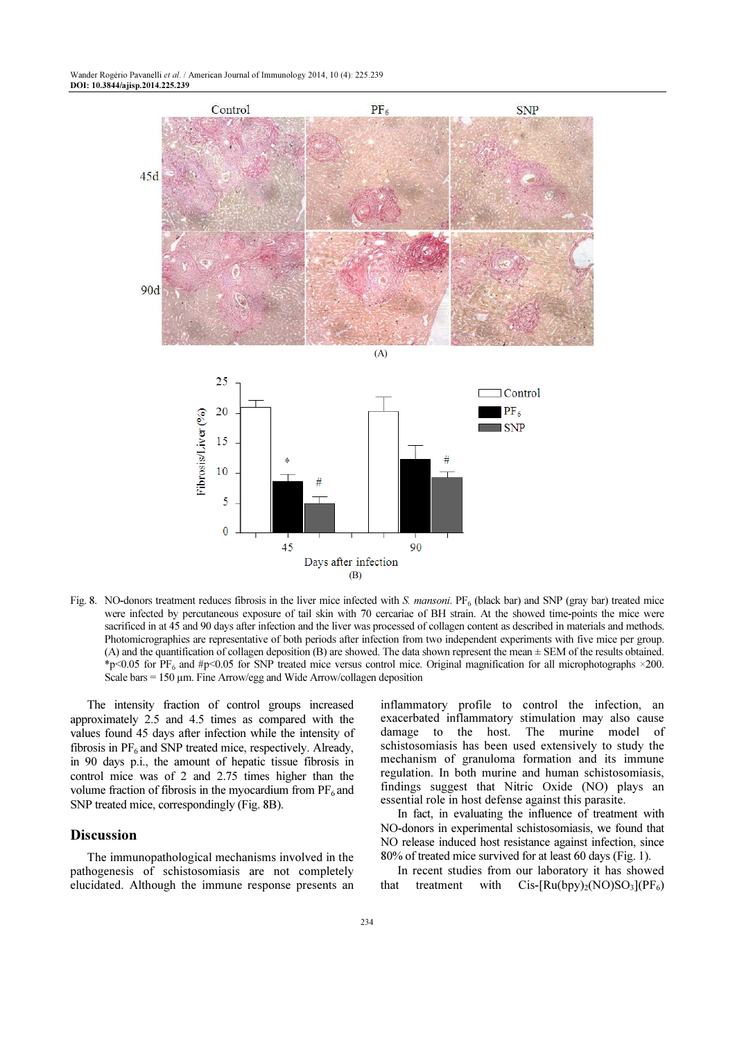Fig. 8. NO-donors treatment reduces fibrosis in the liver mice infected with *S. mansoni*. $PF_6$ (black bar) and SNP (gray bar) treated mice were infected by percutaneous exposure of tail skin with 70 cercariae of BH strain. At the showed time-points the mice were sacrificed in at 45 and 90 days after infection and the liver was processed of collagen content as described in materials and methods. Photomicrographies are representative of both periods after infection from two independent experiments with five mice per group. (A) and the quantification of collagen deposition (B) are showed. The data shown represent the mean ± SEM of the results obtained. *$p<0.05$ for $PF_6$ and #$p<0.05$ for SNP treated mice versus control mice. Original magnification for all microphotographs ×200. Scale bars = 150 µm. Fine Arrow/egg and Wide Arrow/collagen deposition

The intensity fraction of control groups increased approximately 2.5 and 4.5 times as compared with the values found 45 days after infection while the intensity of fibrosis in $PF_6$ and SNP treated mice, respectively. Already, in 90 days p.i., the amount of hepatic tissue fibrosis in control mice was of 2 and 2.75 times higher than the volume fraction of fibrosis in the myocardium from $PF_6$ and SNP treated mice, correspondingly (Fig. 8B).

## Discussion

The immunopathological mechanisms involved in the pathogenesis of schistosomiasis are not completely elucidated. Although the immune response presents an inflammatory profile to control the infection, an exacerbated inflammatory stimulation may also cause damage to the host. The murine model of schistosomiasis has been used extensively to study the mechanism of granuloma formation and its immune regulation. In both murine and human schistosomiasis, findings suggest that Nitric Oxide (NO) plays an essential role in host defense against this parasite.

In fact, in evaluating the influence of treatment with NO-donors in experimental schistosomiasis, we found that NO release induced host resistance against infection, since 80% of treated mice survived for at least 60 days (Fig. 1).

In recent studies from our laboratory it has showed that treatment with Cis-$[Ru(bpy)_2(NO)SO_3](PF_6)$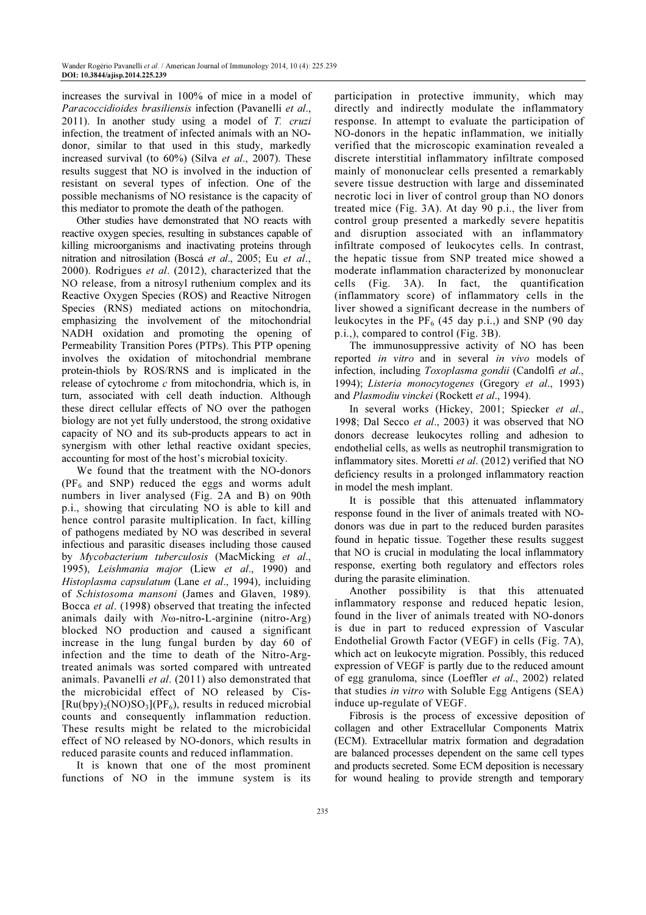increases the survival in 100% of mice in a model of *Paracoccidioides brasiliensis* infection (Pavanelli *et al*., 2011). In another study using a model of *T. cruzi* infection, the treatment of infected animals with an NO-donor, similar to that used in this study, markedly increased survival (to 60%) (Silva *et al*., 2007). These results suggest that NO is involved in the induction of resistant on several types of infection. One of the possible mechanisms of NO resistance is the capacity of this mediator to promote the death of the pathogen.

Other studies have demonstrated that NO reacts with reactive oxygen species, resulting in substances capable of killing microorganisms and inactivating proteins through nitration and nitrosilation (Boscá *et al*., 2005; Eu *et al*., 2000). Rodrigues *et al*. (2012), characterized that the NO release, from a nitrosyl ruthenium complex and its Reactive Oxygen Species (ROS) and Reactive Nitrogen Species (RNS) mediated actions on mitochondria, emphasizing the involvement of the mitochondrial NADH oxidation and promoting the opening of Permeability Transition Pores (PTPs). This PTP opening involves the oxidation of mitochondrial membrane protein-thiols by ROS/RNS and is implicated in the release of cytochrome *c* from mitochondria, which is, in turn, associated with cell death induction. Although these direct cellular effects of NO over the pathogen biology are not yet fully understood, the strong oxidative capacity of NO and its sub-products appears to act in synergism with other lethal reactive oxidant species, accounting for most of the host's microbial toxicity.

We found that the treatment with the NO-donors ($PF_6$ and SNP) reduced the eggs and worms adult numbers in liver analysed (Fig. 2A and B) on 90th p.i., showing that circulating NO is able to kill and hence control parasite multiplication. In fact, killing of pathogens mediated by NO was described in several infectious and parasitic diseases including those caused by *Mycobacterium tuberculosis* (MacMicking *et al*., 1995), *Leishmania major* (Liew *et al*., 1990) and *Histoplasma capsulatum* (Lane *et al*., 1994), incluiding of *Schistosoma mansoni* (James and Glaven, 1989). Bocca *et al*. (1998) observed that treating the infected animals daily with *N*ω-nitro-L-arginine (nitro-Arg) blocked NO production and caused a significant increase in the lung fungal burden by day 60 of infection and the time to death of the Nitro-Arg-treated animals was sorted compared with untreated animals. Pavanelli *et al*. (2011) also demonstrated that the microbicidal effect of NO released by Cis-$[Ru(bpy)_2(NO)SO_3](PF_6)$, results in reduced microbial counts and consequently inflammation reduction. These results might be related to the microbicidal effect of NO released by NO-donors, which results in reduced parasite counts and reduced inflammation.

It is known that one of the most prominent functions of NO in the immune system is its participation in protective immunity, which may directly and indirectly modulate the inflammatory response. In attempt to evaluate the participation of NO-donors in the hepatic inflammation, we initially verified that the microscopic examination revealed a discrete interstitial inflammatory infiltrate composed mainly of mononuclear cells presented a remarkably severe tissue destruction with large and disseminated necrotic loci in liver of control group than NO donors treated mice (Fig. 3A). At day 90 p.i., the liver from control group presented a markedly severe hepatitis and disruption associated with an inflammatory infiltrate composed of leukocytes cells. In contrast, the hepatic tissue from SNP treated mice showed a moderate inflammation characterized by mononuclear cells (Fig. 3A). In fact, the quantification (inflammatory score) of inflammatory cells in the liver showed a significant decrease in the numbers of leukocytes in the $PF_6$ (45 day p.i.,) and SNP (90 day p.i.,), compared to control (Fig. 3B).

The immunosuppressive activity of NO has been reported *in vitro* and in several *in vivo* models of infection, including *Toxoplasma gondii* (Candolfi *et al*., 1994); *Listeria monocytogenes* (Gregory *et al*., 1993) and *Plasmodiu vinckei* (Rockett *et al*., 1994).

In several works (Hickey, 2001; Spiecker *et al*., 1998; Dal Secco *et al*., 2003) it was observed that NO donors decrease leukocytes rolling and adhesion to endothelial cells, as wells as neutrophil transmigration to inflammatory sites. Moretti *et al*. (2012) verified that NO deficiency results in a prolonged inflammatory reaction in model the mesh implant.

It is possible that this attenuated inflammatory response found in the liver of animals treated with NO-donors was due in part to the reduced burden parasites found in hepatic tissue. Together these results suggest that NO is crucial in modulating the local inflammatory response, exerting both regulatory and effectors roles during the parasite elimination.

Another possibility is that this attenuated inflammatory response and reduced hepatic lesion, found in the liver of animals treated with NO-donors is due in part to reduced expression of Vascular Endothelial Growth Factor (VEGF) in cells (Fig. 7A), which act on leukocyte migration. Possibly, this reduced expression of VEGF is partly due to the reduced amount of egg granuloma, since (Loeffler *et al*., 2002) related that studies *in vitro* with Soluble Egg Antigens (SEA) induce up-regulate of VEGF.

Fibrosis is the process of excessive deposition of collagen and other Extracellular Components Matrix (ECM). Extracellular matrix formation and degradation are balanced processes dependent on the same cell types and products secreted. Some ECM deposition is necessary for wound healing to provide strength and temporary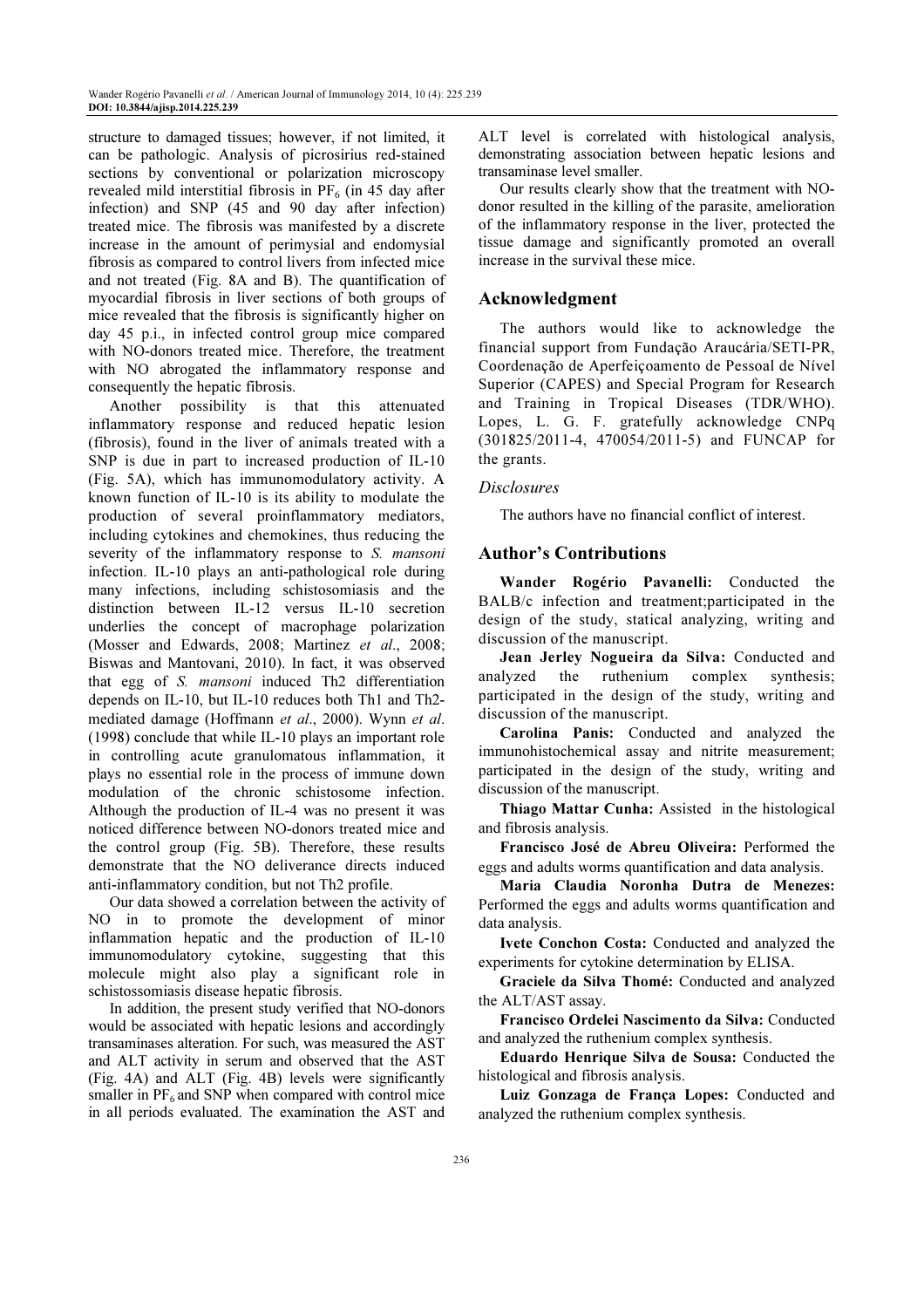structure to damaged tissues; however, if not limited, it can be pathologic. Analysis of picrosirius red-stained sections by conventional or polarization microscopy revealed mild interstitial fibrosis in $PF_6$ (in 45 day after infection) and SNP (45 and 90 day after infection) treated mice. The fibrosis was manifested by a discrete increase in the amount of perimysial and endomysial fibrosis as compared to control livers from infected mice and not treated (Fig. 8A and B). The quantification of myocardial fibrosis in liver sections of both groups of mice revealed that the fibrosis is significantly higher on day 45 p.i., in infected control group mice compared with NO-donors treated mice. Therefore, the treatment with NO abrogated the inflammatory response and consequently the hepatic fibrosis.

Another possibility is that this attenuated inflammatory response and reduced hepatic lesion (fibrosis), found in the liver of animals treated with a SNP is due in part to increased production of IL-10 (Fig. 5A), which has immunomodulatory activity. A known function of IL-10 is its ability to modulate the production of several proinflammatory mediators, including cytokines and chemokines, thus reducing the severity of the inflammatory response to *S. mansoni* infection. IL-10 plays an anti-pathological role during many infections, including schistosomiasis and the distinction between IL-12 versus IL-10 secretion underlies the concept of macrophage polarization (Mosser and Edwards, 2008; Martinez *et al*., 2008; Biswas and Mantovani, 2010). In fact, it was observed that egg of *S. mansoni* induced Th2 differentiation depends on IL-10, but IL-10 reduces both Th1 and Th2-mediated damage (Hoffmann *et al*., 2000). Wynn *et al*. (1998) conclude that while IL-10 plays an important role in controlling acute granulomatous inflammation, it plays no essential role in the process of immune down modulation of the chronic schistosome infection. Although the production of IL-4 was no present it was noticed difference between NO-donors treated mice and the control group (Fig. 5B). Therefore, these results demonstrate that the NO deliverance directs induced anti-inflammatory condition, but not Th2 profile.

Our data showed a correlation between the activity of NO in to promote the development of minor inflammation hepatic and the production of IL-10 immunomodulatory cytokine, suggesting that this molecule might also play a significant role in schistossomiasis disease hepatic fibrosis.

In addition, the present study verified that NO-donors would be associated with hepatic lesions and accordingly transaminases alteration. For such, was measured the AST and ALT activity in serum and observed that the AST (Fig. 4A) and ALT (Fig. 4B) levels were significantly smaller in $PF_6$ and SNP when compared with control mice in all periods evaluated. The examination the AST and ALT level is correlated with histological analysis, demonstrating association between hepatic lesions and transaminase level smaller.

Our results clearly show that the treatment with NO-donor resulted in the killing of the parasite, amelioration of the inflammatory response in the liver, protected the tissue damage and significantly promoted an overall increase in the survival these mice.

## Acknowledgment

The authors would like to acknowledge the financial support from Fundação Araucária/SETI-PR, Coordenação de Aperfeiçoamento de Pessoal de Nível Superior (CAPES) and Special Program for Research and Training in Tropical Diseases (TDR/WHO). Lopes, L. G. F. gratefully acknowledge CNPq (301825/2011-4, 470054/2011-5) and FUNCAP for the grants.

### Disclosures

The authors have no financial conflict of interest.

## Author's Contributions

**Wander Rogério Pavanelli:** Conducted the BALB/c infection and treatment;participated in the design of the study, statical analyzing, writing and discussion of the manuscript.

**Jean Jerley Nogueira da Silva:** Conducted and analyzed the ruthenium complex synthesis; participated in the design of the study, writing and discussion of the manuscript.

**Carolina Panis:** Conducted and analyzed the immunohistochemical assay and nitrite measurement; participated in the design of the study, writing and discussion of the manuscript.

**Thiago Mattar Cunha:** Assisted in the histological and fibrosis analysis.

**Francisco José de Abreu Oliveira:** Performed the eggs and adults worms quantification and data analysis.

**Maria Claudia Noronha Dutra de Menezes:** Performed the eggs and adults worms quantification and data analysis.

**Ivete Conchon Costa:** Conducted and analyzed the experiments for cytokine determination by ELISA.

**Graciele da Silva Thomé:** Conducted and analyzed the ALT/AST assay.

**Francisco Ordelei Nascimento da Silva:** Conducted and analyzed the ruthenium complex synthesis.

**Eduardo Henrique Silva de Sousa:** Conducted the histological and fibrosis analysis.

**Luiz Gonzaga de França Lopes:** Conducted and analyzed the ruthenium complex synthesis.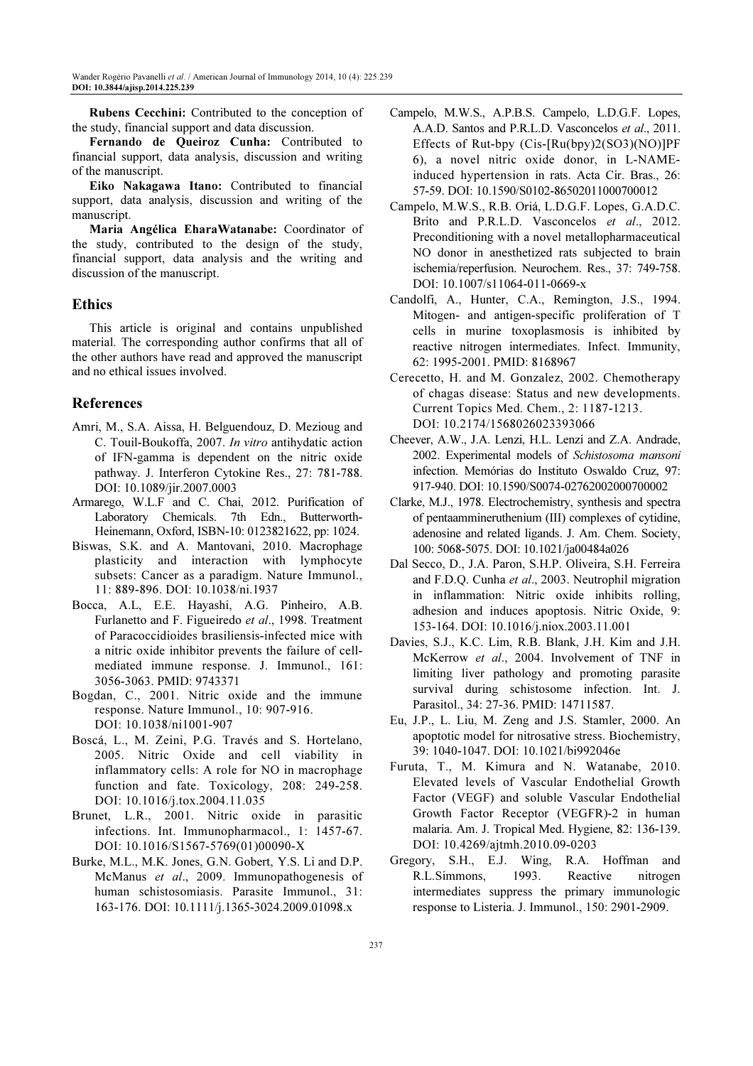**Rubens Cecchini:** Contributed to the conception of the study, financial support and data discussion.

**Fernando de Queiroz Cunha:** Contributed to financial support, data analysis, discussion and writing of the manuscript.

**Eiko Nakagawa Itano:** Contributed to financial support, data analysis, discussion and writing of the manuscript.

**Maria Angélica EharaWatanabe:** Coordinator of the study, contributed to the design of the study, financial support, data analysis and the writing and discussion of the manuscript.

## Ethics

This article is original and contains unpublished material. The corresponding author confirms that all of the other authors have read and approved the manuscript and no ethical issues involved.

## References

Amri, M., S.A. Aissa, H. Belguendouz, D. Mezioug and C. Touil-Boukoffa, 2007. *In vitro* antihydatic action of IFN-gamma is dependent on the nitric oxide pathway. J. Interferon Cytokine Res., 27: 781-788. DOI: 10.1089/jir.2007.0003

Armarego, W.L.F and C. Chai, 2012. Purification of Laboratory Chemicals. 7th Edn., Butterworth-Heinemann, Oxford, ISBN-10: 0123821622, pp: 1024.

Biswas, S.K. and A. Mantovani, 2010. Macrophage plasticity and interaction with lymphocyte subsets: Cancer as a paradigm. Nature Immunol., 11: 889-896. DOI: 10.1038/ni.1937

Bocca, A.L, E.E. Hayashi, A.G. Pinheiro, A.B. Furlanetto and F. Figueiredo *et al*., 1998. Treatment of Paracoccidioides brasiliensis-infected mice with a nitric oxide inhibitor prevents the failure of cell-mediated immune response. J. Immunol., 161: 3056-3063. PMID: 9743371

Bogdan, C., 2001. Nitric oxide and the immune response. Nature Immunol., 10: 907-916. DOI: 10.1038/ni1001-907

Boscá, L., M. Zeini, P.G. Través and S. Hortelano, 2005. Nitric Oxide and cell viability in inflammatory cells: A role for NO in macrophage function and fate. Toxicology, 208: 249-258. DOI: 10.1016/j.tox.2004.11.035

Brunet, L.R., 2001. Nitric oxide in parasitic infections. Int. Immunopharmacol., 1: 1457-67. DOI: 10.1016/S1567-5769(01)00090-X

Burke, M.L., M.K. Jones, G.N. Gobert, Y.S. Li and D.P. McManus *et al*., 2009. Immunopathogenesis of human schistosomiasis. Parasite Immunol., 31: 163-176. DOI: 10.1111/j.1365-3024.2009.01098.x

Campelo, M.W.S., A.P.B.S. Campelo, L.D.G.F. Lopes, A.A.D. Santos and P.R.L.D. Vasconcelos *et al*., 2011. Effects of Rut-bpy (Cis-[Ru(bpy)2(SO3)(NO)]PF 6), a novel nitric oxide donor, in L-NAME-induced hypertension in rats. Acta Cir. Bras., 26: 57-59. DOI: 10.1590/S0102-86502011000700012

Campelo, M.W.S., R.B. Oriá, L.D.G.F. Lopes, G.A.D.C. Brito and P.R.L.D. Vasconcelos *et al*., 2012. Preconditioning with a novel metallopharmaceutical NO donor in anesthetized rats subjected to brain ischemia/reperfusion. Neurochem. Res., 37: 749-758. DOI: 10.1007/s11064-011-0669-x

Candolfi, A., Hunter, C.A., Remington, J.S., 1994. Mitogen- and antigen-specific proliferation of T cells in murine toxoplasmosis is inhibited by reactive nitrogen intermediates. Infect. Immunity, 62: 1995-2001. PMID: 8168967

Cerecetto, H. and M. Gonzalez, 2002. Chemotherapy of chagas disease: Status and new developments. Current Topics Med. Chem., 2: 1187-1213. DOI: 10.2174/1568026023393066

Cheever, A.W., J.A. Lenzi, H.L. Lenzi and Z.A. Andrade, 2002. Experimental models of *Schistosoma mansoni* infection. Memórias do Instituto Oswaldo Cruz, 97: 917-940. DOI: 10.1590/S0074-02762002000700002

Clarke, M.J., 1978. Electrochemistry, synthesis and spectra of pentaammineruthenium (III) complexes of cytidine, adenosine and related ligands. J. Am. Chem. Society, 100: 5068-5075. DOI: 10.1021/ja00484a026

Dal Secco, D., J.A. Paron, S.H.P. Oliveira, S.H. Ferreira and F.D.Q. Cunha *et al*., 2003. Neutrophil migration in inflammation: Nitric oxide inhibits rolling, adhesion and induces apoptosis. Nitric Oxide, 9: 153-164. DOI: 10.1016/j.niox.2003.11.001

Davies, S.J., K.C. Lim, R.B. Blank, J.H. Kim and J.H. McKerrow *et al*., 2004. Involvement of TNF in limiting liver pathology and promoting parasite survival during schistosome infection. Int. J. Parasitol., 34: 27-36. PMID: 14711587.

Eu, J.P., L. Liu, M. Zeng and J.S. Stamler, 2000. An apoptotic model for nitrosative stress. Biochemistry, 39: 1040-1047. DOI: 10.1021/bi992046e

Furuta, T., M. Kimura and N. Watanabe, 2010. Elevated levels of Vascular Endothelial Growth Factor (VEGF) and soluble Vascular Endothelial Growth Factor Receptor (VEGFR)-2 in human malaria. Am. J. Tropical Med. Hygiene, 82: 136-139. DOI: 10.4269/ajtmh.2010.09-0203

Gregory, S.H., E.J. Wing, R.A. Hoffman and R.L.Simmons, 1993. Reactive nitrogen intermediates suppress the primary immunologic response to Listeria. J. Immunol., 150: 2901-2909.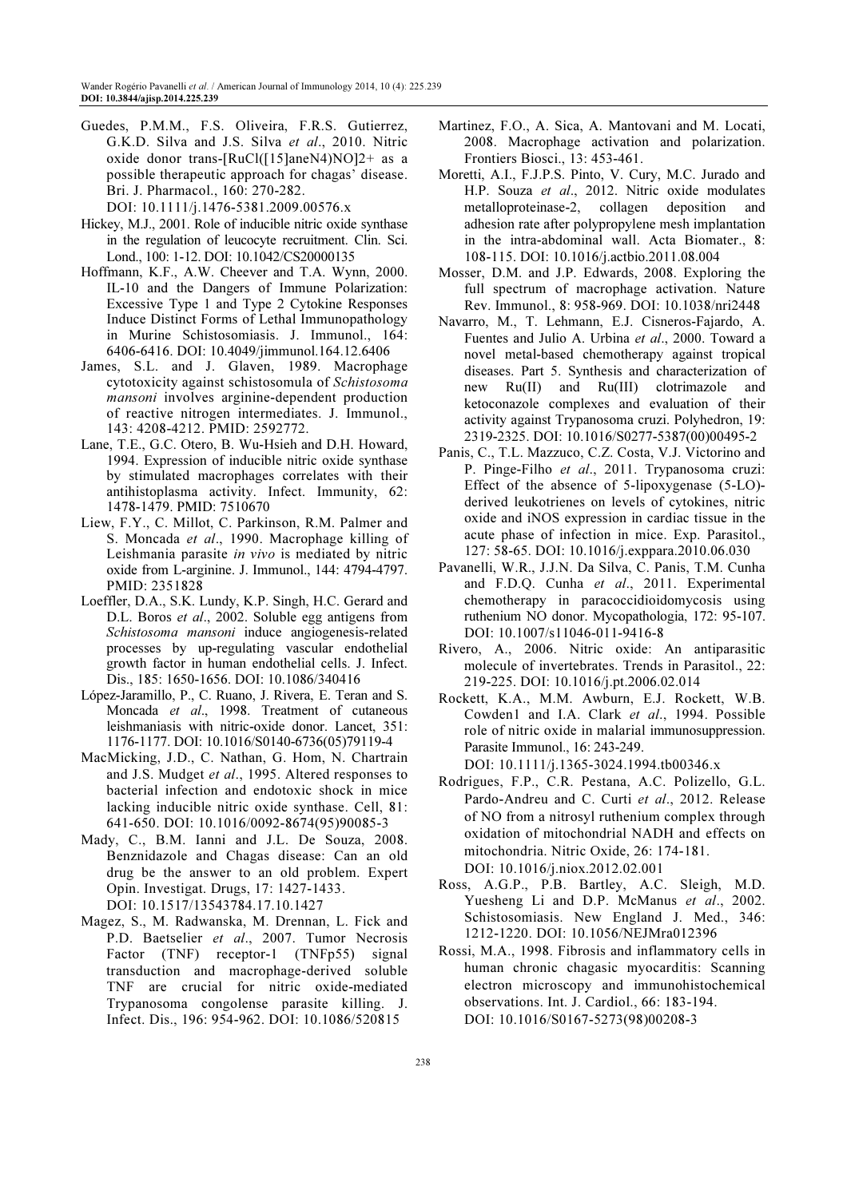Guedes, P.M.M., F.S. Oliveira, F.R.S. Gutierrez, G.K.D. Silva and J.S. Silva *et al*., 2010. Nitric oxide donor trans-[RuCl([15]aneN4)NO]2+ as a possible therapeutic approach for chagas' disease. Bri. J. Pharmacol., 160: 270-282. DOI: 10.1111/j.1476-5381.2009.00576.x

Hickey, M.J., 2001. Role of inducible nitric oxide synthase in the regulation of leucocyte recruitment. Clin. Sci. Lond., 100: 1-12. DOI: 10.1042/CS20000135

Hoffmann, K.F., A.W. Cheever and T.A. Wynn, 2000. IL-10 and the Dangers of Immune Polarization: Excessive Type 1 and Type 2 Cytokine Responses Induce Distinct Forms of Lethal Immunopathology in Murine Schistosomiasis. J. Immunol., 164: 6406-6416. DOI: 10.4049/jimmunol.164.12.6406

James, S.L. and J. Glaven, 1989. Macrophage cytotoxicity against schistosomula of *Schistosoma mansoni* involves arginine-dependent production of reactive nitrogen intermediates. J. Immunol., 143: 4208-4212. PMID: 2592772.

Lane, T.E., G.C. Otero, B. Wu-Hsieh and D.H. Howard, 1994. Expression of inducible nitric oxide synthase by stimulated macrophages correlates with their antihistoplasma activity. Infect. Immunity, 62: 1478-1479. PMID: 7510670

Liew, F.Y., C. Millot, C. Parkinson, R.M. Palmer and S. Moncada *et al*., 1990. Macrophage killing of Leishmania parasite *in vivo* is mediated by nitric oxide from L-arginine. J. Immunol., 144: 4794-4797. PMID: 2351828

Loeffler, D.A., S.K. Lundy, K.P. Singh, H.C. Gerard and D.L. Boros *et al*., 2002. Soluble egg antigens from *Schistosoma mansoni* induce angiogenesis-related processes by up-regulating vascular endothelial growth factor in human endothelial cells. J. Infect. Dis., 185: 1650-1656. DOI: 10.1086/340416

López-Jaramillo, P., C. Ruano, J. Rivera, E. Teran and S. Moncada *et al*., 1998. Treatment of cutaneous leishmaniasis with nitric-oxide donor. Lancet, 351: 1176-1177. DOI: 10.1016/S0140-6736(05)79119-4

MacMicking, J.D., C. Nathan, G. Hom, N. Chartrain and J.S. Mudget *et al*., 1995. Altered responses to bacterial infection and endotoxic shock in mice lacking inducible nitric oxide synthase. Cell, 81: 641-650. DOI: 10.1016/0092-8674(95)90085-3

Mady, C., B.M. Ianni and J.L. De Souza, 2008. Benznidazole and Chagas disease: Can an old drug be the answer to an old problem. Expert Opin. Investigat. Drugs, 17: 1427-1433. DOI: 10.1517/13543784.17.10.1427

Magez, S., M. Radwanska, M. Drennan, L. Fick and P.D. Baetselier *et al*., 2007. Tumor Necrosis Factor (TNF) receptor-1 (TNFp55) signal transduction and macrophage-derived soluble TNF are crucial for nitric oxide-mediated Trypanosoma congolense parasite killing. J. Infect. Dis., 196: 954-962. DOI: 10.1086/520815

Martinez, F.O., A. Sica, A. Mantovani and M. Locati, 2008. Macrophage activation and polarization. Frontiers Biosci., 13: 453-461.

Moretti, A.I., F.J.P.S. Pinto, V. Cury, M.C. Jurado and H.P. Souza *et al*., 2012. Nitric oxide modulates metalloproteinase-2, collagen deposition and adhesion rate after polypropylene mesh implantation in the intra-abdominal wall. Acta Biomater., 8: 108-115. DOI: 10.1016/j.actbio.2011.08.004

Mosser, D.M. and J.P. Edwards, 2008. Exploring the full spectrum of macrophage activation. Nature Rev. Immunol., 8: 958-969. DOI: 10.1038/nri2448

Navarro, M., T. Lehmann, E.J. Cisneros-Fajardo, A. Fuentes and Julio A. Urbina *et al*., 2000. Toward a novel metal-based chemotherapy against tropical diseases. Part 5. Synthesis and characterization of new Ru(II) and Ru(III) clotrimazole and ketoconazole complexes and evaluation of their activity against Trypanosoma cruzi. Polyhedron, 19: 2319-2325. DOI: 10.1016/S0277-5387(00)00495-2

Panis, C., T.L. Mazzuco, C.Z. Costa, V.J. Victorino and P. Pinge-Filho *et al*., 2011. Trypanosoma cruzi: Effect of the absence of 5-lipoxygenase (5-LO)-derived leukotrienes on levels of cytokines, nitric oxide and iNOS expression in cardiac tissue in the acute phase of infection in mice. Exp. Parasitol., 127: 58-65. DOI: 10.1016/j.exppara.2010.06.030

Pavanelli, W.R., J.J.N. Da Silva, C. Panis, T.M. Cunha and F.D.Q. Cunha *et al*., 2011. Experimental chemotherapy in paracoccidioidomycosis using ruthenium NO donor. Mycopathologia, 172: 95-107. DOI: 10.1007/s11046-011-9416-8

Rivero, A., 2006. Nitric oxide: An antiparasitic molecule of invertebrates. Trends in Parasitol., 22: 219-225. DOI: 10.1016/j.pt.2006.02.014

Rockett, K.A., M.M. Awburn, E.J. Rockett, W.B. Cowden1 and I.A. Clark *et al*., 1994. Possible role of nitric oxide in malarial immunosuppression. Parasite Immunol., 16: 243-249. DOI: 10.1111/j.1365-3024.1994.tb00346.x

Rodrigues, F.P., C.R. Pestana, A.C. Polizello, G.L. Pardo-Andreu and C. Curti *et al*., 2012. Release of NO from a nitrosyl ruthenium complex through oxidation of mitochondrial NADH and effects on mitochondria. Nitric Oxide, 26: 174-181. DOI: 10.1016/j.niox.2012.02.001

Ross, A.G.P., P.B. Bartley, A.C. Sleigh, M.D. Yuesheng Li and D.P. McManus *et al*., 2002. Schistosomiasis. New England J. Med., 346: 1212-1220. DOI: 10.1056/NEJMra012396

Rossi, M.A., 1998. Fibrosis and inflammatory cells in human chronic chagasic myocarditis: Scanning electron microscopy and immunohistochemical observations. Int. J. Cardiol., 66: 183-194. DOI: 10.1016/S0167-5273(98)00208-3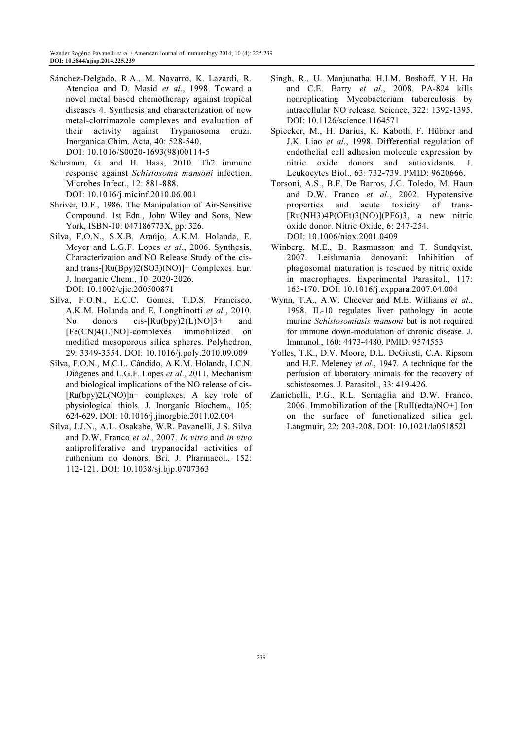Sánchez-Delgado, R.A., M. Navarro, K. Lazardi, R. Atencioa and D. Masid *et al*., 1998. Toward a novel metal based chemotherapy against tropical diseases 4. Synthesis and characterization of new metal-clotrimazole complexes and evaluation of their activity against Trypanosoma cruzi. Inorganica Chim. Acta, 40: 528-540. DOI: 10.1016/S0020-1693(98)00114-5

Schramm, G. and H. Haas, 2010. Th2 immune response against *Schistosoma mansoni* infection. Microbes Infect., 12: 881-888. DOI: 10.1016/j.micinf.2010.06.001

Shriver, D.F., 1986. The Manipulation of Air-Sensitive Compound. 1st Edn., John Wiley and Sons, New York, ISBN-10: 047186773X, pp: 326.

Silva, F.O.N., S.X.B. Araújo, A.K.M. Holanda, E. Meyer and L.G.F. Lopes *et al*., 2006. Synthesis, Characterization and NO Release Study of the cis- and trans-[Ru(Bpy)2(SO3)(NO)]+ Complexes. Eur. J. Inorganic Chem., 10: 2020-2026. DOI: 10.1002/ejic.200500871

Silva, F.O.N., E.C.C. Gomes, T.D.S. Francisco, A.K.M. Holanda and E. Longhinotti *et al*., 2010. No donors cis-[Ru(bpy)2(L)NO]3+ and [Fe(CN)4(L)NO]-complexes immobilized on modified mesoporous silica spheres. Polyhedron, 29: 3349-3354. DOI: 10.1016/j.poly.2010.09.009

Silva, F.O.N., M.C.L. Cândido, A.K.M. Holanda, I.C.N. Diógenes and L.G.F. Lopes *et al*., 2011. Mechanism and biological implications of the NO release of cis-[Ru(bpy)2L(NO)]n+ complexes: A key role of physiological thiols. J. Inorganic Biochem., 105: 624-629. DOI: 10.1016/j.jinorgbio.2011.02.004

Silva, J.J.N., A.L. Osakabe, W.R. Pavanelli, J.S. Silva and D.W. Franco *et al*., 2007. *In vitro* and *in vivo* antiproliferative and trypanocidal activities of ruthenium no donors. Bri. J. Pharmacol., 152: 112-121. DOI: 10.1038/sj.bjp.0707363

Singh, R., U. Manjunatha, H.I.M. Boshoff, Y.H. Ha and C.E. Barry *et al*., 2008. PA-824 kills nonreplicating Mycobacterium tuberculosis by intracellular NO release. Science, 322: 1392-1395. DOI: 10.1126/science.1164571

Spiecker, M., H. Darius, K. Kaboth, F. Hübner and J.K. Liao *et al*., 1998. Differential regulation of endothelial cell adhesion molecule expression by nitric oxide donors and antioxidants. J. Leukocytes Biol., 63: 732-739. PMID: 9620666.

Torsoni, A.S., B.F. De Barros, J.C. Toledo, M. Haun and D.W. Franco *et al*., 2002. Hypotensive properties and acute toxicity of trans-[Ru(NH3)4P(OEt)3(NO)](PF6)3, a new nitric oxide donor. Nitric Oxide, 6: 247-254. DOI: 10.1006/niox.2001.0409

Winberg, M.E., B. Rasmusson and T. Sundqvist, 2007. Leishmania donovani: Inhibition of phagosomal maturation is rescued by nitric oxide in macrophages. Experimental Parasitol., 117: 165-170. DOI: 10.1016/j.exppara.2007.04.004

Wynn, T.A., A.W. Cheever and M.E. Williams *et al*., 1998. IL-10 regulates liver pathology in acute murine *Schistosomiasis mansoni* but is not required for immune down-modulation of chronic disease. J. Immunol., 160: 4473-4480. PMID: 9574553

Yolles, T.K., D.V. Moore, D.L. DeGiusti, C.A. Ripsom and H.E. Meleney *et al*., 1947. A technique for the perfusion of laboratory animals for the recovery of schistosomes. J. Parasitol., 33: 419-426.

Zanichelli, P.G., R.L. Sernaglia and D.W. Franco, 2006. Immobilization of the [RuII(edta)NO+] Ion on the surface of functionalized silica gel. Langmuir, 22: 203-208. DOI: 10.1021/la051852l